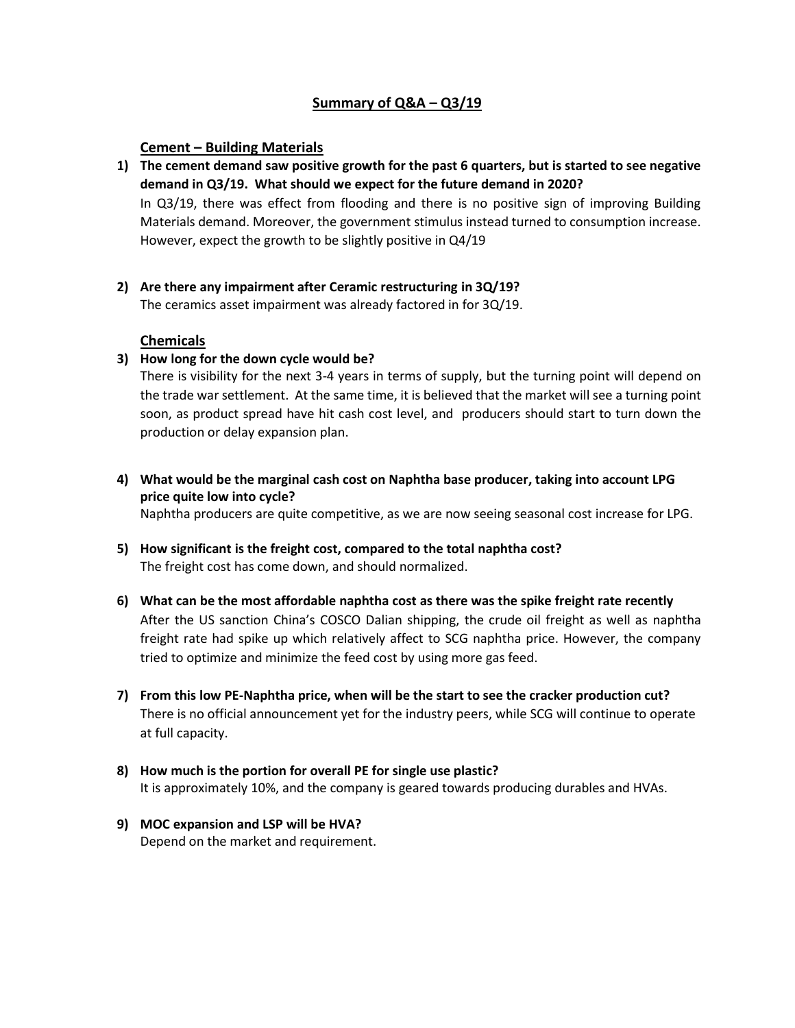## Summary of Q&A – Q3/19

### Cement – Building Materials

**1) The cement demand saw positive growth for the past 6 quarters, but is started to see negative demand in Q3/19. What should we expect for the future demand in 2020?**

In Q3/19, there was effect from flooding and there is no positive sign of improving Building Materials demand. Moreover, the government stimulus instead turned to consumption increase. However, expect the growth to be slightly positive in Q4/19

**2) Are there any impairment after Ceramic restructuring in 3Q/19?**

The ceramics asset impairment was already factored in for 3Q/19.

### Chemicals

**3) How long for the down cycle would be?**

There is visibility for the next 3-4 years in terms of supply, but the turning point will depend on the trade war settlement. At the same time, it is believed that the market will see a turning point soon, as product spread have hit cash cost level, and producers should start to turn down the production or delay expansion plan.

**4) What would be the marginal cash cost on Naphtha base producer, taking into account LPG price quite low into cycle?**

Naphtha producers are quite competitive, as we are now seeing seasonal cost increase for LPG.

**5) How significant is the freight cost, compared to the total naphtha cost?**

The freight cost has come down, and should normalized.

**6) What can be the most affordable naphtha cost as there was the spike freight rate recently**

After the US sanction China's COSCO Dalian shipping, the crude oil freight as well as naphtha freight rate had spike up which relatively affect to SCG naphtha price. However, the company tried to optimize and minimize the feed cost by using more gas feed.

**7) From this low PE-Naphtha price, when will be the start to see the cracker production cut?**

There is no official announcement yet for the industry peers, while SCG will continue to operate at full capacity.

**8) How much is the portion for overall PE for single use plastic?**

It is approximately 10%, and the company is geared towards producing durables and HVAs.

**9) MOC expansion and LSP will be HVA?**

Depend on the market and requirement.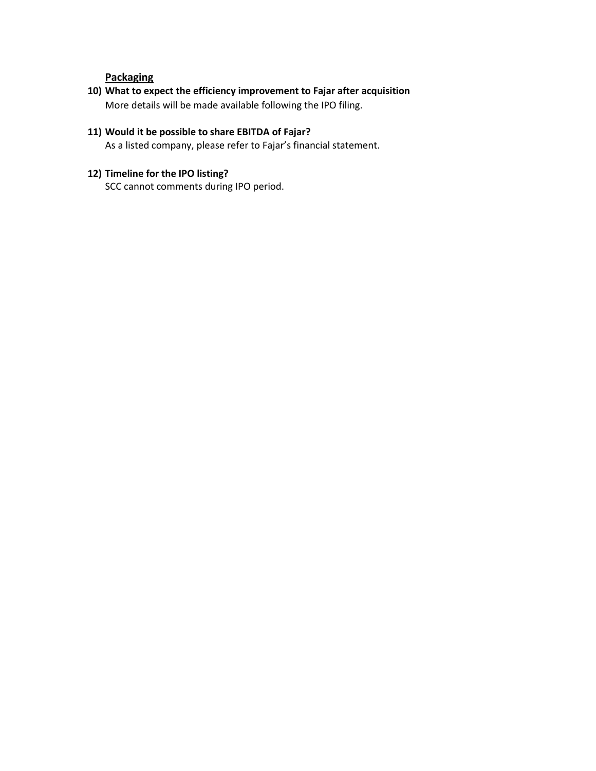**<u>Packaging</u>**

10) **What to expect the efficiency improvement to Fajar after acquisition**
    More details will be made available following the IPO filing.

11) **Would it be possible to share EBITDA of Fajar?**
    As a listed company, please refer to Fajar's financial statement.

12) **Timeline for the IPO listing?**
    SCC cannot comments during IPO period.